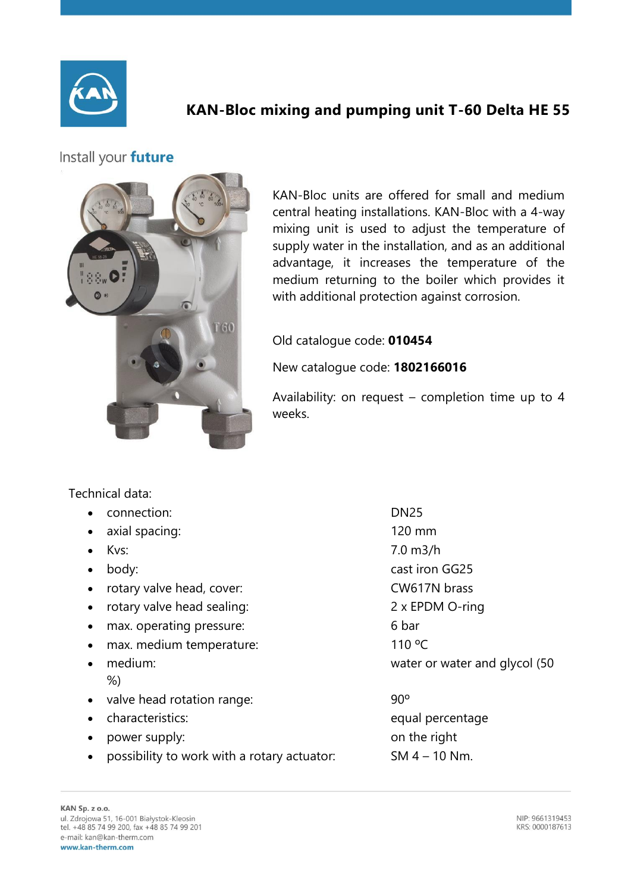# KAN-Bloc mixing and pumping unit T-60 Delta HE 55

Install your **future**

KAN-Bloc units are offered for small and medium central heating installations. KAN-Bloc with a 4-way mixing unit is used to adjust the temperature of supply water in the installation, and as an additional advantage, it increases the temperature of the medium returning to the boiler which provides it with additional protection against corrosion.

Old catalogue code: **010454**

New catalogue code: **1802166016**

Availability: on request – completion time up to 4 weeks.

Technical data:

- connection: DN25
- axial spacing: 120 mm
- Kvs: 7.0 m3/h
- body: cast iron GG25
- rotary valve head, cover: CW617N brass
- rotary valve head sealing: 2 x EPDM O-ring
- max. operating pressure: 6 bar
- max. medium temperature: 110 °C
- medium: water or water and glycol (50 %)
- valve head rotation range: 90º
- characteristics: equal percentage
- power supply: on the right
- possibility to work with a rotary actuator: SM 4 – 10 Nm.

**KAN Sp. z o.o.**
ul. Zdrojowa 51, 16-001 Białystok-Kleosin
tel. +48 85 74 99 200, fax +48 85 74 99 201
e-mail: kan@kan-therm.com
**www.kan-therm.com**

NIP: 9661319453
KRS: 0000187613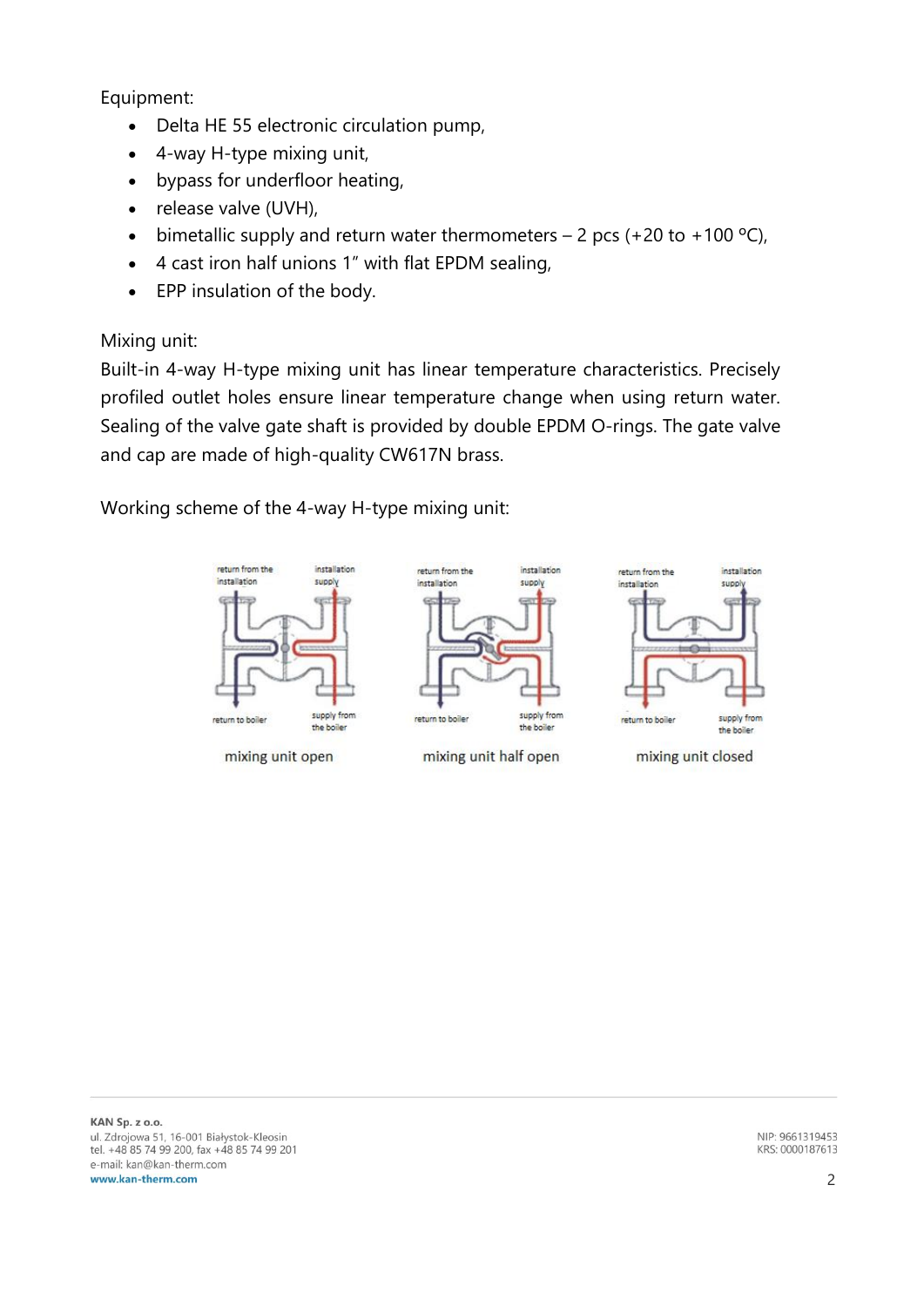Equipment:

- Delta HE 55 electronic circulation pump,
- 4-way H-type mixing unit,
- bypass for underfloor heating,
- release valve (UVH),
- bimetallic supply and return water thermometers – 2 pcs (+20 to +100 ºC),
- 4 cast iron half unions 1" with flat EPDM sealing,
- EPP insulation of the body.

Mixing unit:

Built-in 4-way H-type mixing unit has linear temperature characteristics. Precisely profiled outlet holes ensure linear temperature change when using return water. Sealing of the valve gate shaft is provided by double EPDM O-rings. The gate valve and cap are made of high-quality CW617N brass.

Working scheme of the 4-way H-type mixing unit:

return from the installation
installation supply
return to boiler
supply from the boiler

mixing unit open

return from the installation
installation supply
return to boiler
supply from the boiler

mixing unit half open

return from the installation
installation supply
return to boiler
supply from the boiler

mixing unit closed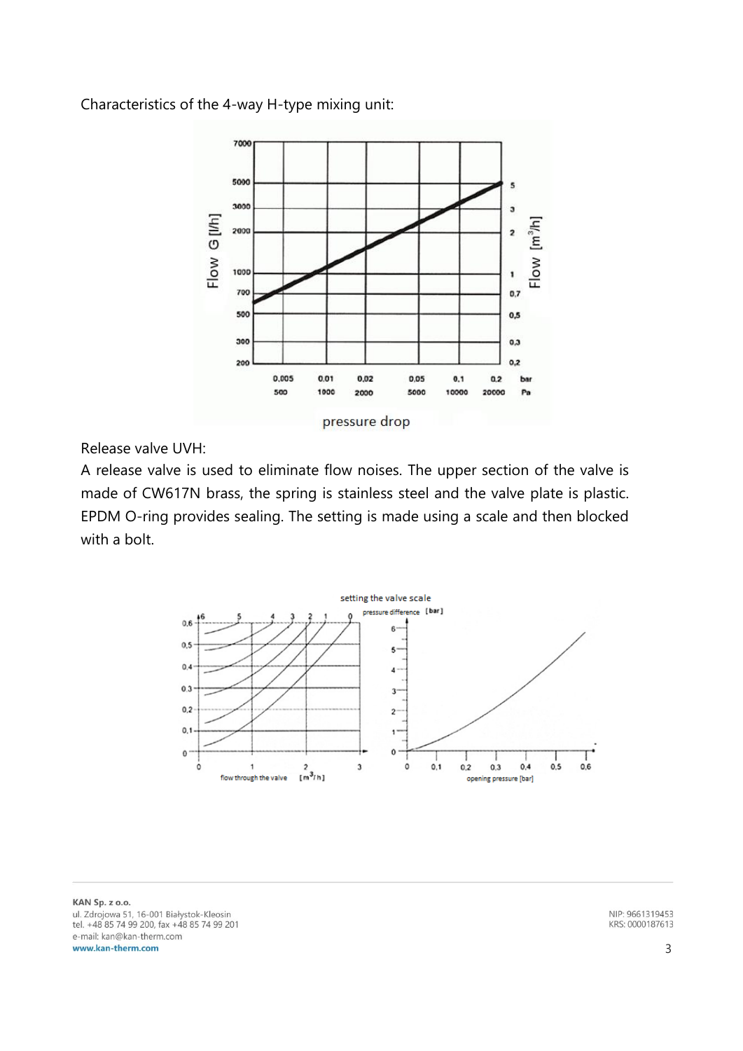Characteristics of the 4-way H-type mixing unit:

Flow G [l/h]
7000
5000
3000
2000
1000
700
500
300
200

Flow [m³/h]
5
3
2
1
0,7
0,5
0,3
0,2

0,005 0,01 0,02 0,05 0,1 0,2 bar
500 1000 2000 5000 10000 20000 Pa

pressure drop

Release valve UVH:

A release valve is used to eliminate flow noises. The upper section of the valve is made of CW617N brass, the spring is stainless steel and the valve plate is plastic. EPDM O-ring provides sealing. The setting is made using a scale and then blocked with a bolt.

setting the valve scale

6 5 4 3 2 1 0

0,6
0,5
0,4
0,3
0,2
0,1
0

0 1 2 3

flow through the valve [m³/h]

pressure difference [bar]

6
5
4
3
2
1
0

0 0,1 0,2 0,3 0,4 0,5 0,6

opening pressure [bar]

**KAN Sp. z o.o.**
ul. Zdrojowa 51, 16-001 Białystok-Kleosin
tel. +48 85 74 99 200, fax +48 85 74 99 201
e-mail: kan@kan-therm.com
**www.kan-therm.com**

NIP: 9661319453
KRS: 0000187613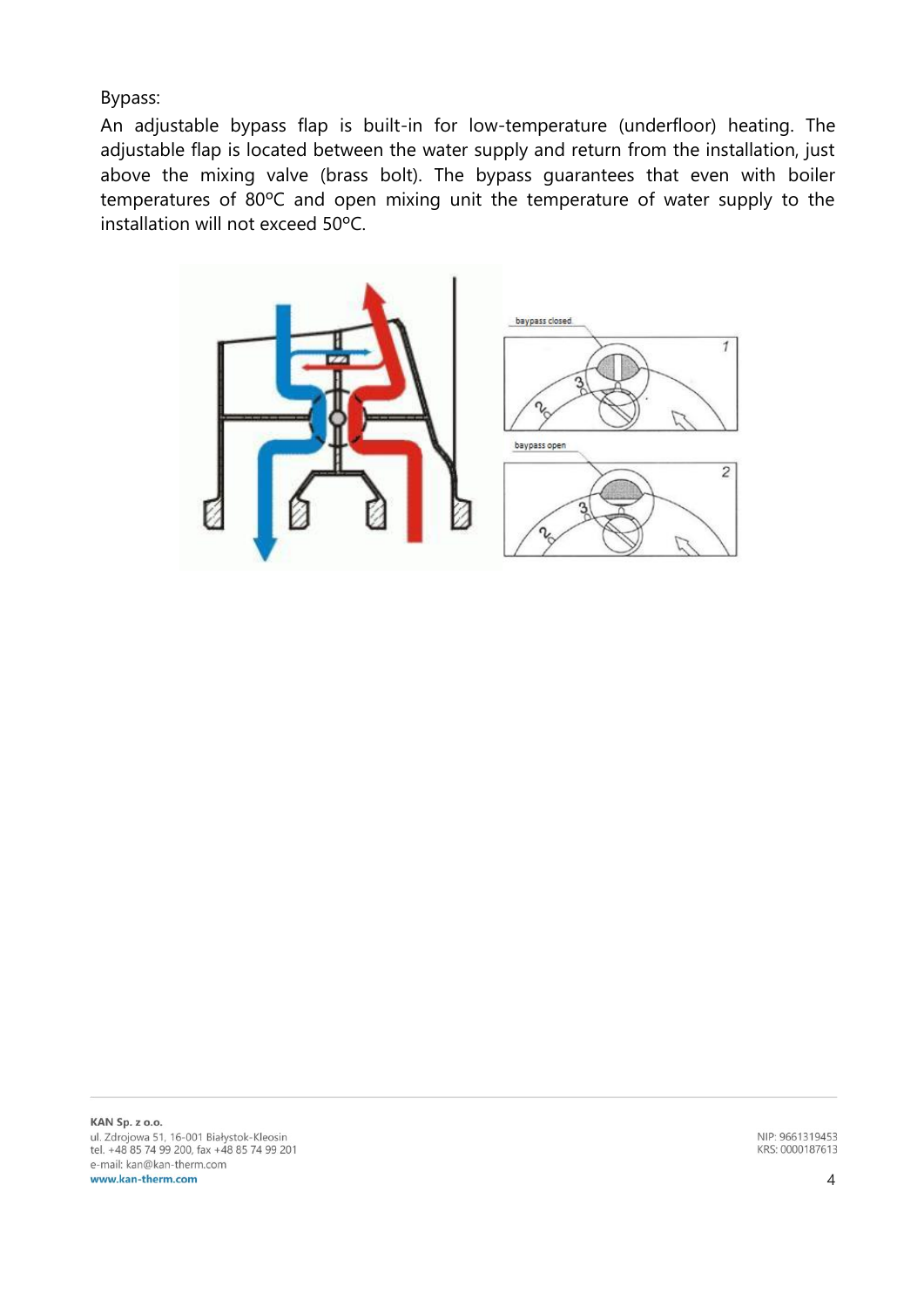Bypass:

An adjustable bypass flap is built-in for low-temperature (underfloor) heating. The adjustable flap is located between the water supply and return from the installation, just above the mixing valve (brass bolt). The bypass guarantees that even with boiler temperatures of 80ºC and open mixing unit the temperature of water supply to the installation will not exceed 50ºC.

baypass closed

1

3

2

baypass open

2

3

2